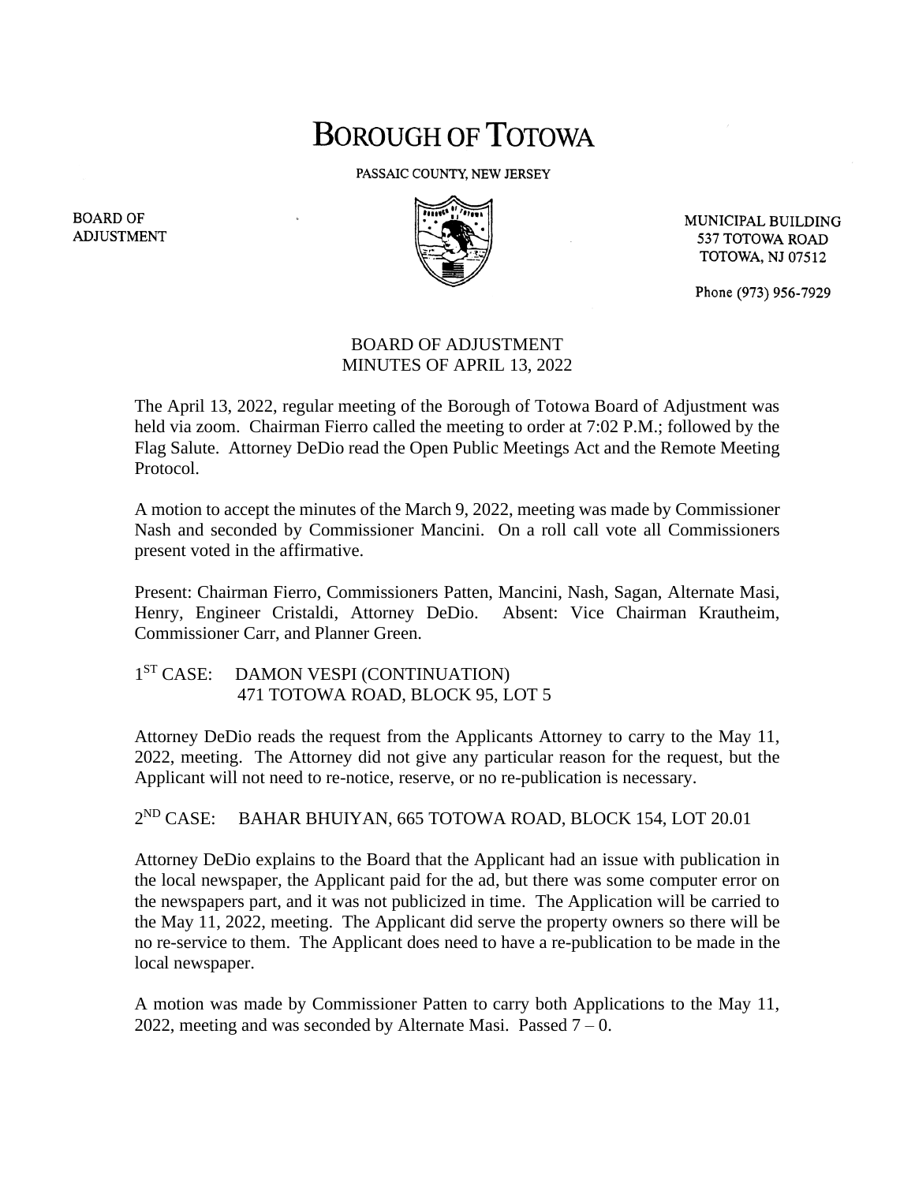# BOROUGH OF TOTOWA

PASSAIC COUNTY, NEW JERSEY

BOARD OF ADJUSTMENT

MUNICIPAL BUILDING
537 TOTOWA ROAD
TOTOWA, NJ 07512

Phone (973) 956-7929

## BOARD OF ADJUSTMENT
## MINUTES OF APRIL 13, 2022

The April 13, 2022, regular meeting of the Borough of Totowa Board of Adjustment was held via zoom. Chairman Fierro called the meeting to order at 7:02 P.M.; followed by the Flag Salute. Attorney DeDio read the Open Public Meetings Act and the Remote Meeting Protocol.

A motion to accept the minutes of the March 9, 2022, meeting was made by Commissioner Nash and seconded by Commissioner Mancini. On a roll call vote all Commissioners present voted in the affirmative.

Present: Chairman Fierro, Commissioners Patten, Mancini, Nash, Sagan, Alternate Masi, Henry, Engineer Cristaldi, Attorney DeDio. Absent: Vice Chairman Krautheim, Commissioner Carr, and Planner Green.

1ST CASE: DAMON VESPI (CONTINUATION)
471 TOTOWA ROAD, BLOCK 95, LOT 5

Attorney DeDio reads the request from the Applicants Attorney to carry to the May 11, 2022, meeting. The Attorney did not give any particular reason for the request, but the Applicant will not need to re-notice, reserve, or no re-publication is necessary.

2ND CASE: BAHAR BHUIYAN, 665 TOTOWA ROAD, BLOCK 154, LOT 20.01

Attorney DeDio explains to the Board that the Applicant had an issue with publication in the local newspaper, the Applicant paid for the ad, but there was some computer error on the newspapers part, and it was not publicized in time. The Application will be carried to the May 11, 2022, meeting. The Applicant did serve the property owners so there will be no re-service to them. The Applicant does need to have a re-publication to be made in the local newspaper.

A motion was made by Commissioner Patten to carry both Applications to the May 11, 2022, meeting and was seconded by Alternate Masi. Passed 7 – 0.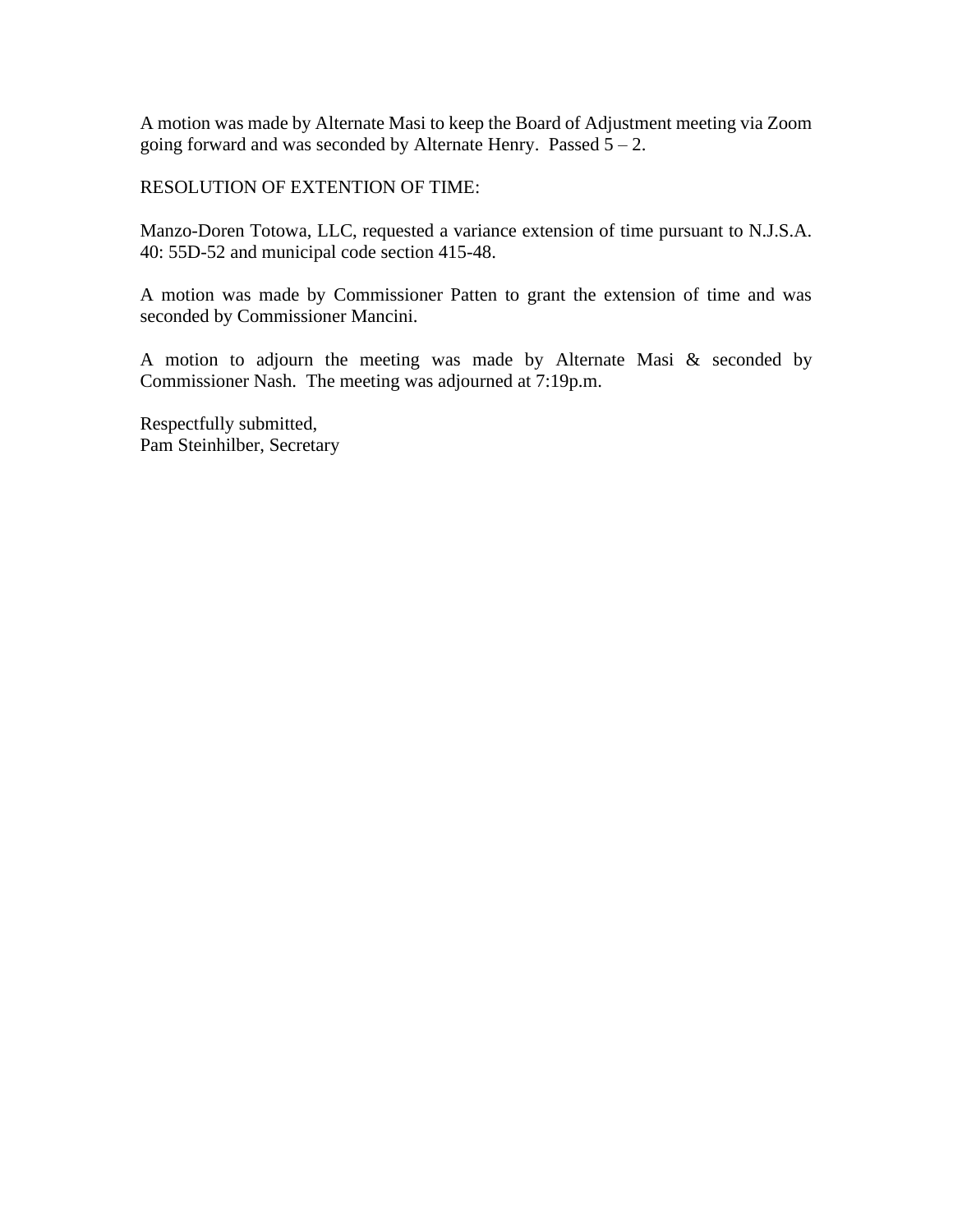A motion was made by Alternate Masi to keep the Board of Adjustment meeting via Zoom going forward and was seconded by Alternate Henry. Passed 5 – 2.

RESOLUTION OF EXTENTION OF TIME:

Manzo-Doren Totowa, LLC, requested a variance extension of time pursuant to N.J.S.A. 40: 55D-52 and municipal code section 415-48.

A motion was made by Commissioner Patten to grant the extension of time and was seconded by Commissioner Mancini.

A motion to adjourn the meeting was made by Alternate Masi & seconded by Commissioner Nash. The meeting was adjourned at 7:19p.m.

Respectfully submitted,
Pam Steinhilber, Secretary